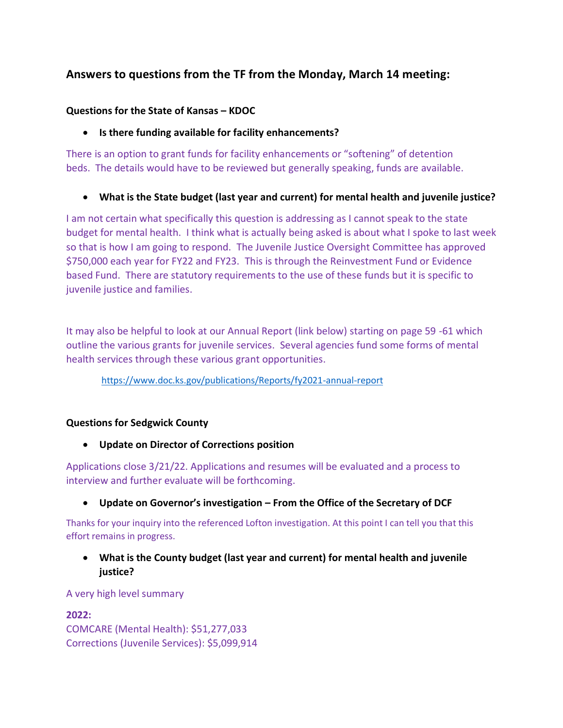## Answers to questions from the TF from the Monday, March 14 meeting:

**Questions for the State of Kansas – KDOC**

- **Is there funding available for facility enhancements?**

There is an option to grant funds for facility enhancements or "softening" of detention beds. The details would have to be reviewed but generally speaking, funds are available.

- **What is the State budget (last year and current) for mental health and juvenile justice?**

I am not certain what specifically this question is addressing as I cannot speak to the state budget for mental health. I think what is actually being asked is about what I spoke to last week so that is how I am going to respond. The Juvenile Justice Oversight Committee has approved $750,000 each year for FY22 and FY23. This is through the Reinvestment Fund or Evidence based Fund. There are statutory requirements to the use of these funds but it is specific to juvenile justice and families.

It may also be helpful to look at our Annual Report (link below) starting on page 59 -61 which outline the various grants for juvenile services. Several agencies fund some forms of mental health services through these various grant opportunities.

https://www.doc.ks.gov/publications/Reports/fy2021-annual-report

**Questions for Sedgwick County**

- **Update on Director of Corrections position**

Applications close 3/21/22. Applications and resumes will be evaluated and a process to interview and further evaluate will be forthcoming.

- **Update on Governor's investigation – From the Office of the Secretary of DCF**

Thanks for your inquiry into the referenced Lofton investigation. At this point I can tell you that this effort remains in progress.

- **What is the County budget (last year and current) for mental health and juvenile justice?**

A very high level summary

**2022:**
COMCARE (Mental Health): $51,277,033
Corrections (Juvenile Services): $5,099,914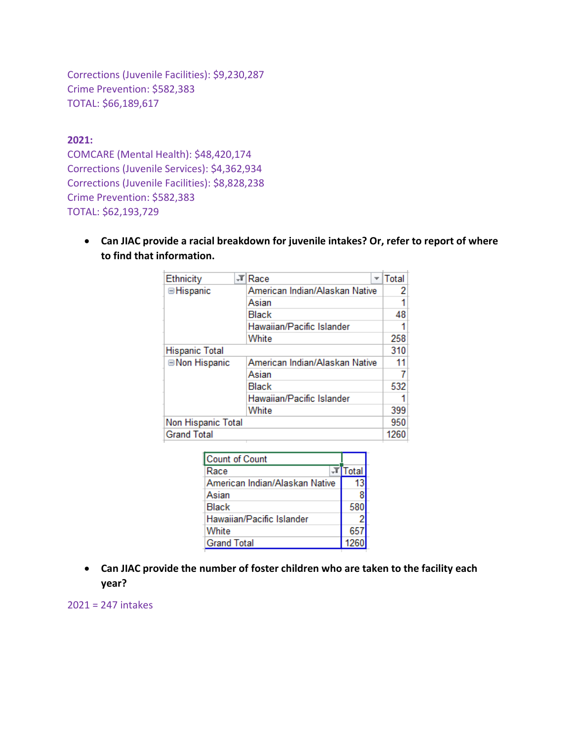Corrections (Juvenile Facilities): $9,230,287
Crime Prevention: $582,383
TOTAL: $66,189,617

**2021:**
COMCARE (Mental Health): $48,420,174
Corrections (Juvenile Services): $4,362,934
Corrections (Juvenile Facilities): $8,828,238
Crime Prevention: $582,383
TOTAL: $62,193,729

- **Can JIAC provide a racial breakdown for juvenile intakes? Or, refer to report of where to find that information.**

| Ethnicity | Race | Total |
|---|---|---|
| Hispanic | American Indian/Alaskan Native | 2 |
| | Asian | 1 |
| | Black | 48 |
| | Hawaiian/Pacific Islander | 1 |
| | White | 258 |
| Hispanic Total | | 310 |
| Non Hispanic | American Indian/Alaskan Native | 11 |
| | Asian | 7 |
| | Black | 532 |
| | Hawaiian/Pacific Islander | 1 |
| | White | 399 |
| Non Hispanic Total | | 950 |
| Grand Total | | 1260 |

| Count of Count | |
|---|---|
| Race | Total |
| American Indian/Alaskan Native | 13 |
| Asian | 8 |
| Black | 580 |
| Hawaiian/Pacific Islander | 2 |
| White | 657 |
| Grand Total | 1260 |

- **Can JIAC provide the number of foster children who are taken to the facility each year?**

2021 = 247 intakes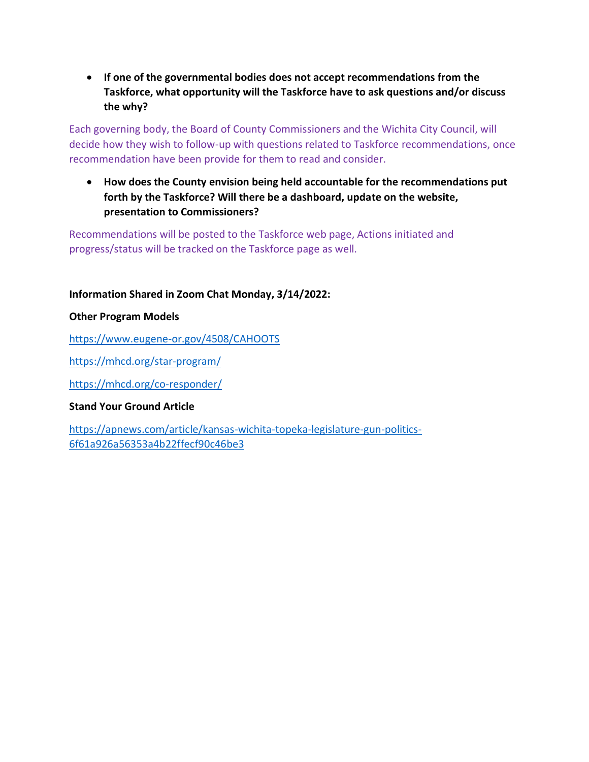- **If one of the governmental bodies does not accept recommendations from the Taskforce, what opportunity will the Taskforce have to ask questions and/or discuss the why?**

Each governing body, the Board of County Commissioners and the Wichita City Council, will decide how they wish to follow-up with questions related to Taskforce recommendations, once recommendation have been provide for them to read and consider.

- **How does the County envision being held accountable for the recommendations put forth by the Taskforce? Will there be a dashboard, update on the website, presentation to Commissioners?**

Recommendations will be posted to the Taskforce web page, Actions initiated and progress/status will be tracked on the Taskforce page as well.

**Information Shared in Zoom Chat Monday, 3/14/2022:**

**Other Program Models**

https://www.eugene-or.gov/4508/CAHOOTS

https://mhcd.org/star-program/

https://mhcd.org/co-responder/

**Stand Your Ground Article**

https://apnews.com/article/kansas-wichita-topeka-legislature-gun-politics-6f61a926a56353a4b22ffecf90c46be3